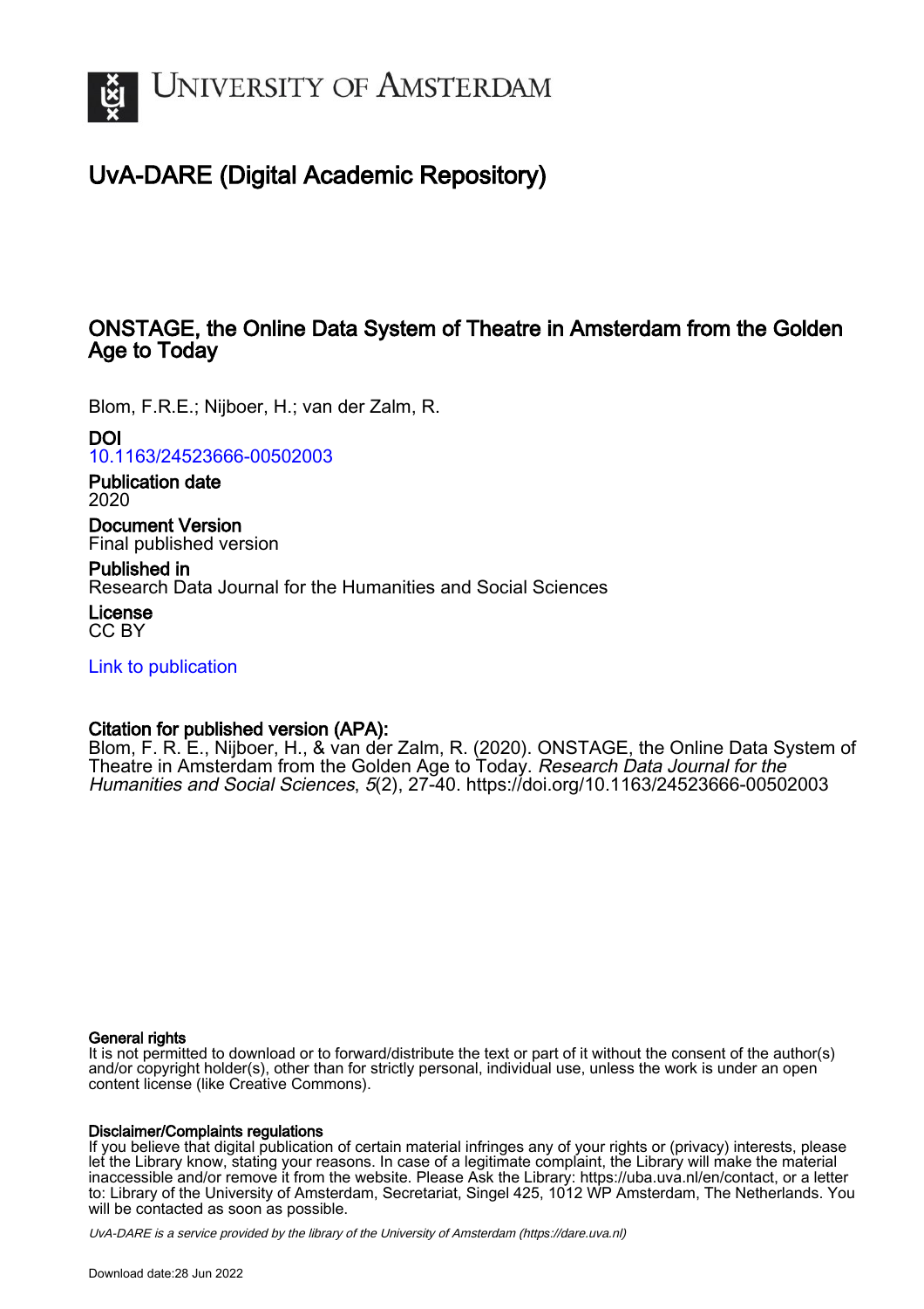# UvA-DARE (Digital Academic Repository)

## ONSTAGE, the Online Data System of Theatre in Amsterdam from the Golden Age to Today

Blom, F.R.E.; Nijboer, H.; van der Zalm, R.

**DOI**
10.1163/24523666-00502003

**Publication date**
2020

**Document Version**
Final published version

**Published in**
Research Data Journal for the Humanities and Social Sciences

**License**
CC BY

Link to publication

**Citation for published version (APA):**
Blom, F. R. E., Nijboer, H., & van der Zalm, R. (2020). ONSTAGE, the Online Data System of Theatre in Amsterdam from the Golden Age to Today. *Research Data Journal for the Humanities and Social Sciences*, *5*(2), 27-40. https://doi.org/10.1163/24523666-00502003

**General rights**
It is not permitted to download or to forward/distribute the text or part of it without the consent of the author(s) and/or copyright holder(s), other than for strictly personal, individual use, unless the work is under an open content license (like Creative Commons).

**Disclaimer/Complaints regulations**
If you believe that digital publication of certain material infringes any of your rights or (privacy) interests, please let the Library know, stating your reasons. In case of a legitimate complaint, the Library will make the material inaccessible and/or remove it from the website. Please Ask the Library: https://uba.uva.nl/en/contact, or a letter to: Library of the University of Amsterdam, Secretariat, Singel 425, 1012 WP Amsterdam, The Netherlands. You will be contacted as soon as possible.

*UvA-DARE is a service provided by the library of the University of Amsterdam (https://dare.uva.nl)*

Download date:28 Jun 2022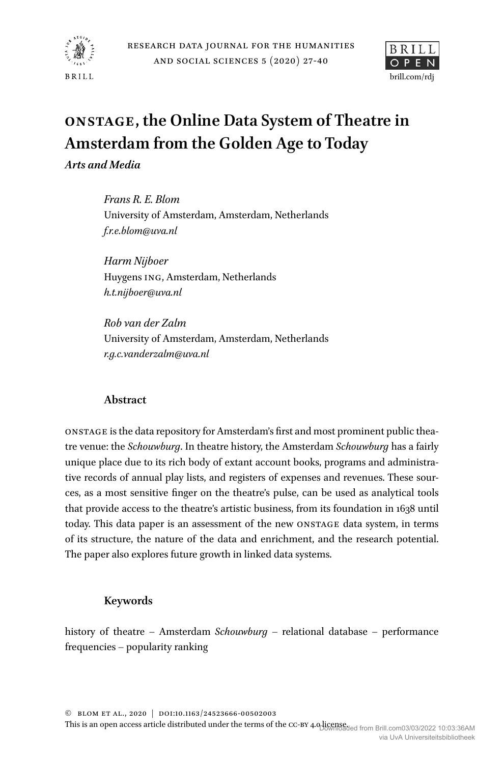# ONSTAGE, the Online Data System of Theatre in Amsterdam from the Golden Age to Today

*Arts and Media*

*Frans R. E. Blom*
University of Amsterdam, Amsterdam, Netherlands
*f.r.e.blom@uva.nl*

*Harm Nijboer*
Huygens ING, Amsterdam, Netherlands
*h.t.nijboer@uva.nl*

*Rob van der Zalm*
University of Amsterdam, Amsterdam, Netherlands
*r.g.c.vanderzalm@uva.nl*

## Abstract

ONSTAGE is the data repository for Amsterdam's first and most prominent public theatre venue: the *Schouwburg*. In theatre history, the Amsterdam *Schouwburg* has a fairly unique place due to its rich body of extant account books, programs and administrative records of annual play lists, and registers of expenses and revenues. These sources, as a most sensitive finger on the theatre's pulse, can be used as analytical tools that provide access to the theatre's artistic business, from its foundation in 1638 until today. This data paper is an assessment of the new ONSTAGE data system, in terms of its structure, the nature of the data and enrichment, and the research potential. The paper also explores future growth in linked data systems.

## Keywords

history of theatre – Amsterdam *Schouwburg* – relational database – performance frequencies – popularity ranking

© BLOM ET AL., 2020 | DOI:10.1163/24523666-00502003
This is an open access article distributed under the terms of the CC-BY 4.0 license.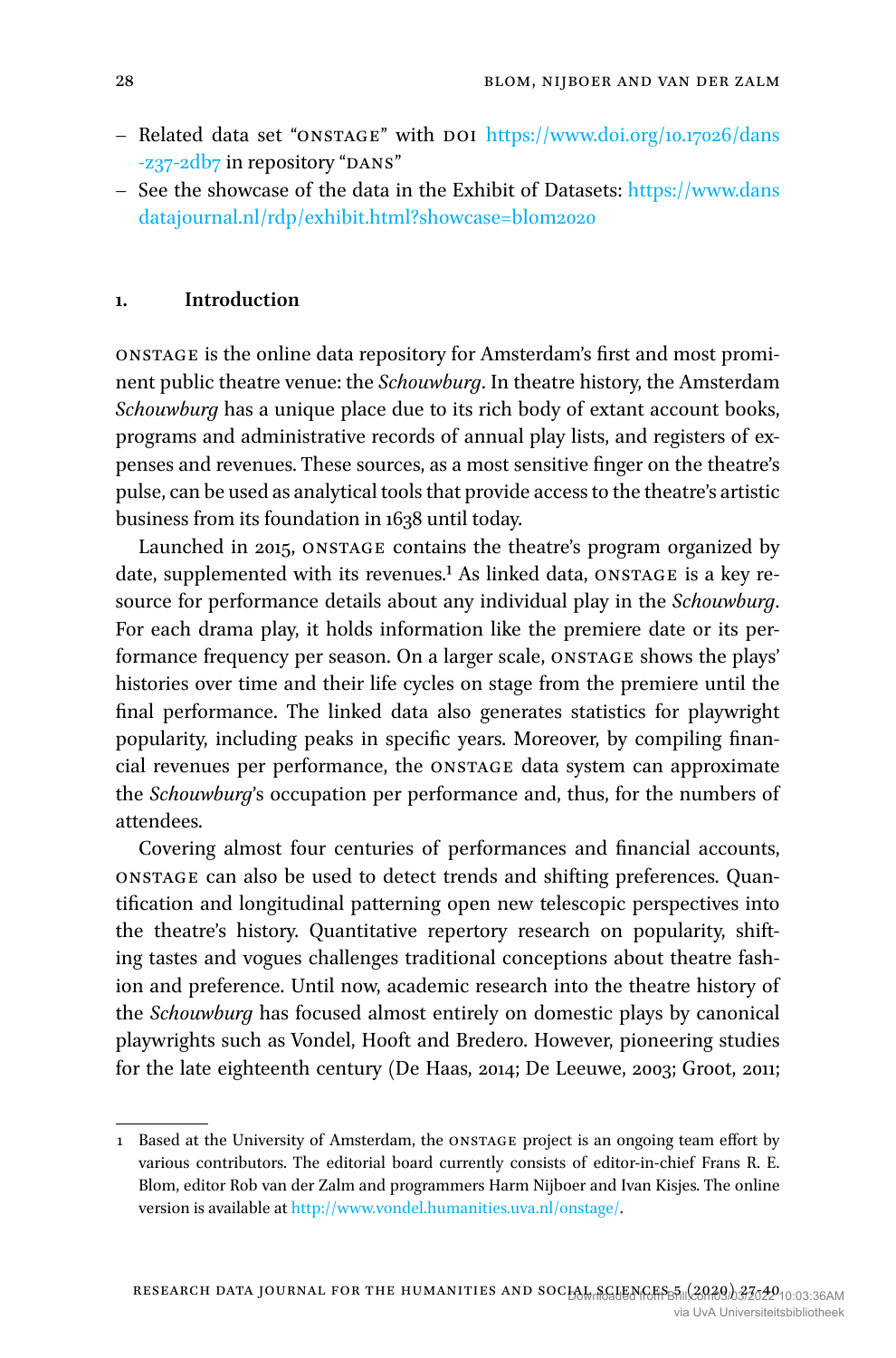– Related data set "ONSTAGE" with DOI https://www.doi.org/10.17026/dans-z37-2db7 in repository "DANS"
– See the showcase of the data in the Exhibit of Datasets: https://www.dansdatajournal.nl/rdp/exhibit.html?showcase=blom2020

## 1. Introduction

ONSTAGE is the online data repository for Amsterdam's first and most prominent public theatre venue: the *Schouwburg*. In theatre history, the Amsterdam *Schouwburg* has a unique place due to its rich body of extant account books, programs and administrative records of annual play lists, and registers of expenses and revenues. These sources, as a most sensitive finger on the theatre's pulse, can be used as analytical tools that provide access to the theatre's artistic business from its foundation in 1638 until today.

Launched in 2015, ONSTAGE contains the theatre's program organized by date, supplemented with its revenues.[1] As linked data, ONSTAGE is a key resource for performance details about any individual play in the *Schouwburg*. For each drama play, it holds information like the premiere date or its performance frequency per season. On a larger scale, ONSTAGE shows the plays' histories over time and their life cycles on stage from the premiere until the final performance. The linked data also generates statistics for playwright popularity, including peaks in specific years. Moreover, by compiling financial revenues per performance, the ONSTAGE data system can approximate the *Schouwburg*'s occupation per performance and, thus, for the numbers of attendees.

Covering almost four centuries of performances and financial accounts, ONSTAGE can also be used to detect trends and shifting preferences. Quantification and longitudinal patterning open new telescopic perspectives into the theatre's history. Quantitative repertory research on popularity, shifting tastes and vogues challenges traditional conceptions about theatre fashion and preference. Until now, academic research into the theatre history of the *Schouwburg* has focused almost entirely on domestic plays by canonical playwrights such as Vondel, Hooft and Bredero. However, pioneering studies for the late eighteenth century (De Haas, 2014; De Leeuwe, 2003; Groot, 2011;

---

1 Based at the University of Amsterdam, the ONSTAGE project is an ongoing team effort by various contributors. The editorial board currently consists of editor-in-chief Frans R. E. Blom, editor Rob van der Zalm and programmers Harm Nijboer and Ivan Kisjes. The online version is available at http://www.vondel.humanities.uva.nl/onstage/.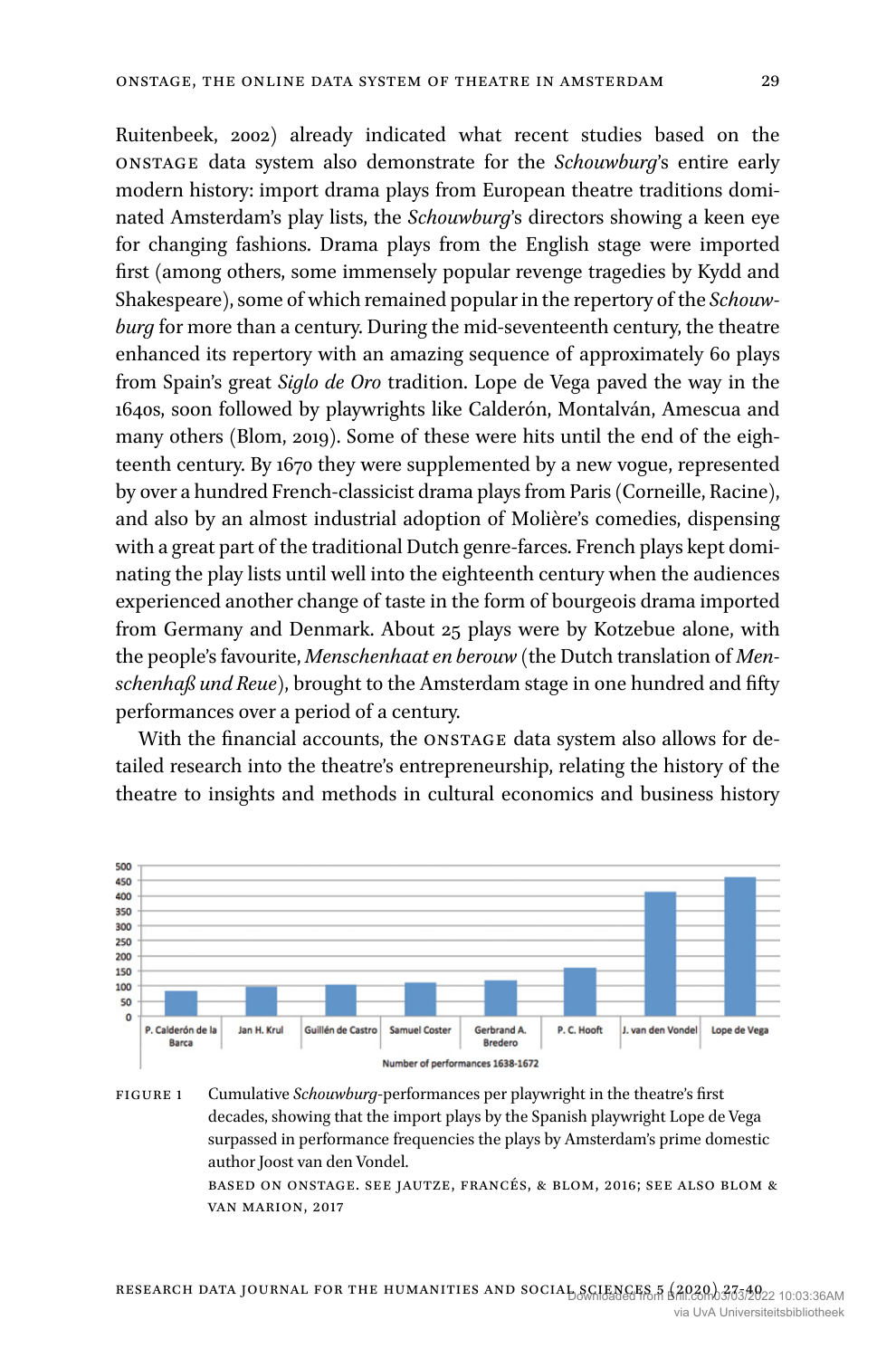Ruitenbeek, 2002) already indicated what recent studies based on the ONSTAGE data system also demonstrate for the *Schouwburg*'s entire early modern history: import drama plays from European theatre traditions dominated Amsterdam's play lists, the *Schouwburg*'s directors showing a keen eye for changing fashions. Drama plays from the English stage were imported first (among others, some immensely popular revenge tragedies by Kydd and Shakespeare), some of which remained popular in the repertory of the *Schouwburg* for more than a century. During the mid-seventeenth century, the theatre enhanced its repertory with an amazing sequence of approximately 60 plays from Spain's great *Siglo de Oro* tradition. Lope de Vega paved the way in the 1640s, soon followed by playwrights like Calderón, Montalván, Amescua and many others (Blom, 2019). Some of these were hits until the end of the eighteenth century. By 1670 they were supplemented by a new vogue, represented by over a hundred French-classicist drama plays from Paris (Corneille, Racine), and also by an almost industrial adoption of Molière's comedies, dispensing with a great part of the traditional Dutch genre-farces. French plays kept dominating the play lists until well into the eighteenth century when the audiences experienced another change of taste in the form of bourgeois drama imported from Germany and Denmark. About 25 plays were by Kotzebue alone, with the people's favourite, *Menschenhaat en berouw* (the Dutch translation of *Menschenhaß und Reue*), brought to the Amsterdam stage in one hundred and fifty performances over a period of a century.

With the financial accounts, the ONSTAGE data system also allows for detailed research into the theatre's entrepreneurship, relating the history of the theatre to insights and methods in cultural economics and business history

FIGURE 1 Cumulative *Schouwburg*-performances per playwright in the theatre's first decades, showing that the import plays by the Spanish playwright Lope de Vega surpassed in performance frequencies the plays by Amsterdam's prime domestic author Joost van den Vondel.
BASED ON ONSTAGE. SEE JAUTZE, FRANCÉS, & BLOM, 2016; SEE ALSO BLOM & VAN MARION, 2017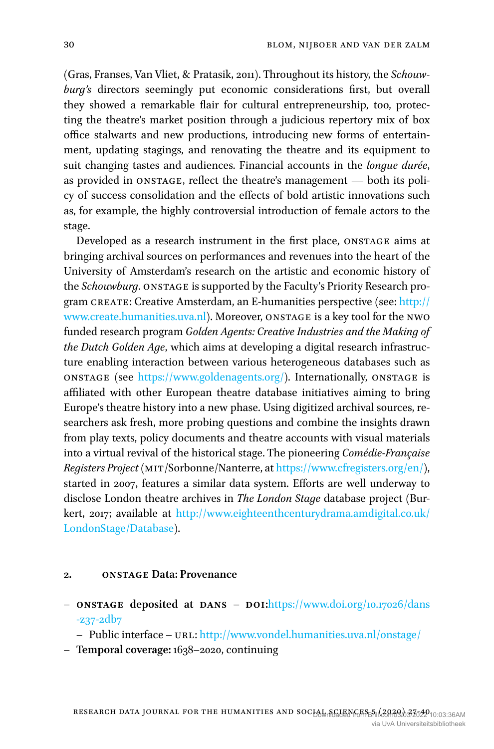(Gras, Franses, Van Vliet, & Pratasik, 2011). Throughout its history, the *Schouwburg's* directors seemingly put economic considerations first, but overall they showed a remarkable flair for cultural entrepreneurship, too, protecting the theatre's market position through a judicious repertory mix of box office stalwarts and new productions, introducing new forms of entertainment, updating stagings, and renovating the theatre and its equipment to suit changing tastes and audiences. Financial accounts in the *longue durée*, as provided in ONSTAGE, reflect the theatre's management — both its policy of success consolidation and the effects of bold artistic innovations such as, for example, the highly controversial introduction of female actors to the stage.

Developed as a research instrument in the first place, ONSTAGE aims at bringing archival sources on performances and revenues into the heart of the University of Amsterdam's research on the artistic and economic history of the *Schouwburg*. ONSTAGE is supported by the Faculty's Priority Research program CREATE: Creative Amsterdam, an E-humanities perspective (see: http://www.create.humanities.uva.nl). Moreover, ONSTAGE is a key tool for the NWO funded research program *Golden Agents: Creative Industries and the Making of the Dutch Golden Age*, which aims at developing a digital research infrastructure enabling interaction between various heterogeneous databases such as ONSTAGE (see https://www.goldenagents.org/). Internationally, ONSTAGE is affiliated with other European theatre database initiatives aiming to bring Europe's theatre history into a new phase. Using digitized archival sources, researchers ask fresh, more probing questions and combine the insights drawn from play texts, policy documents and theatre accounts with visual materials into a virtual revival of the historical stage. The pioneering *Comédie-Française Registers Project* (MIT/Sorbonne/Nanterre, at https://www.cfregisters.org/en/), started in 2007, features a similar data system. Efforts are well underway to disclose London theatre archives in *The London Stage* database project (Burkert, 2017; available at http://www.eighteenthcenturydrama.amdigital.co.uk/LondonStage/Database).

## 2. ONSTAGE Data: Provenance

- **ONSTAGE deposited at DANS – DOI:**https://www.doi.org/10.17026/dans-z37-2db7
  - Public interface – URL: http://www.vondel.humanities.uva.nl/onstage/
- **Temporal coverage:** 1638–2020, continuing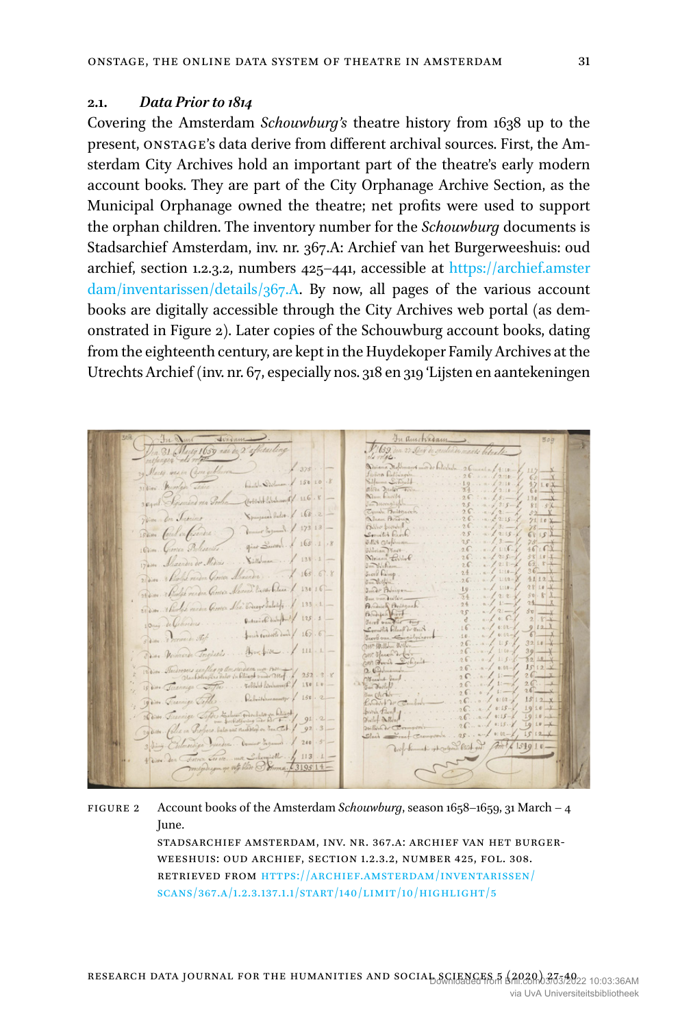### 2.1. *Data Prior to 1814*

Covering the Amsterdam *Schouwburg's* theatre history from 1638 up to the present, ONSTAGE's data derive from different archival sources. First, the Amsterdam City Archives hold an important part of the theatre's early modern account books. They are part of the City Orphanage Archive Section, as the Municipal Orphanage owned the theatre; net profits were used to support the orphan children. The inventory number for the *Schouwburg* documents is Stadsarchief Amsterdam, inv. nr. 367.A: Archief van het Burgerweeshuis: oud archief, section 1.2.3.2, numbers 425–441, accessible at https://archief.amsterdam/inventarissen/details/367.A. By now, all pages of the various account books are digitally accessible through the City Archives web portal (as demonstrated in Figure 2). Later copies of the Schouwburg account books, dating from the eighteenth century, are kept in the Huydekoper Family Archives at the Utrechts Archief (inv. nr. 67, especially nos. 318 en 319 'Lijsten en aantekeningen

FIGURE 2 Account books of the Amsterdam *Schouwburg*, season 1658–1659, 31 March – 4 June.
STADSARCHIEF AMSTERDAM, INV. NR. 367.A: ARCHIEF VAN HET BURGERWEESHUIS: OUD ARCHIEF, SECTION 1.2.3.2, NUMBER 425, FOL. 308.
RETRIEVED FROM HTTPS://ARCHIEF.AMSTERDAM/INVENTARISSEN/SCANS/367.A/1.2.3.137.1.1/START/140/LIMIT/10/HIGHLIGHT/5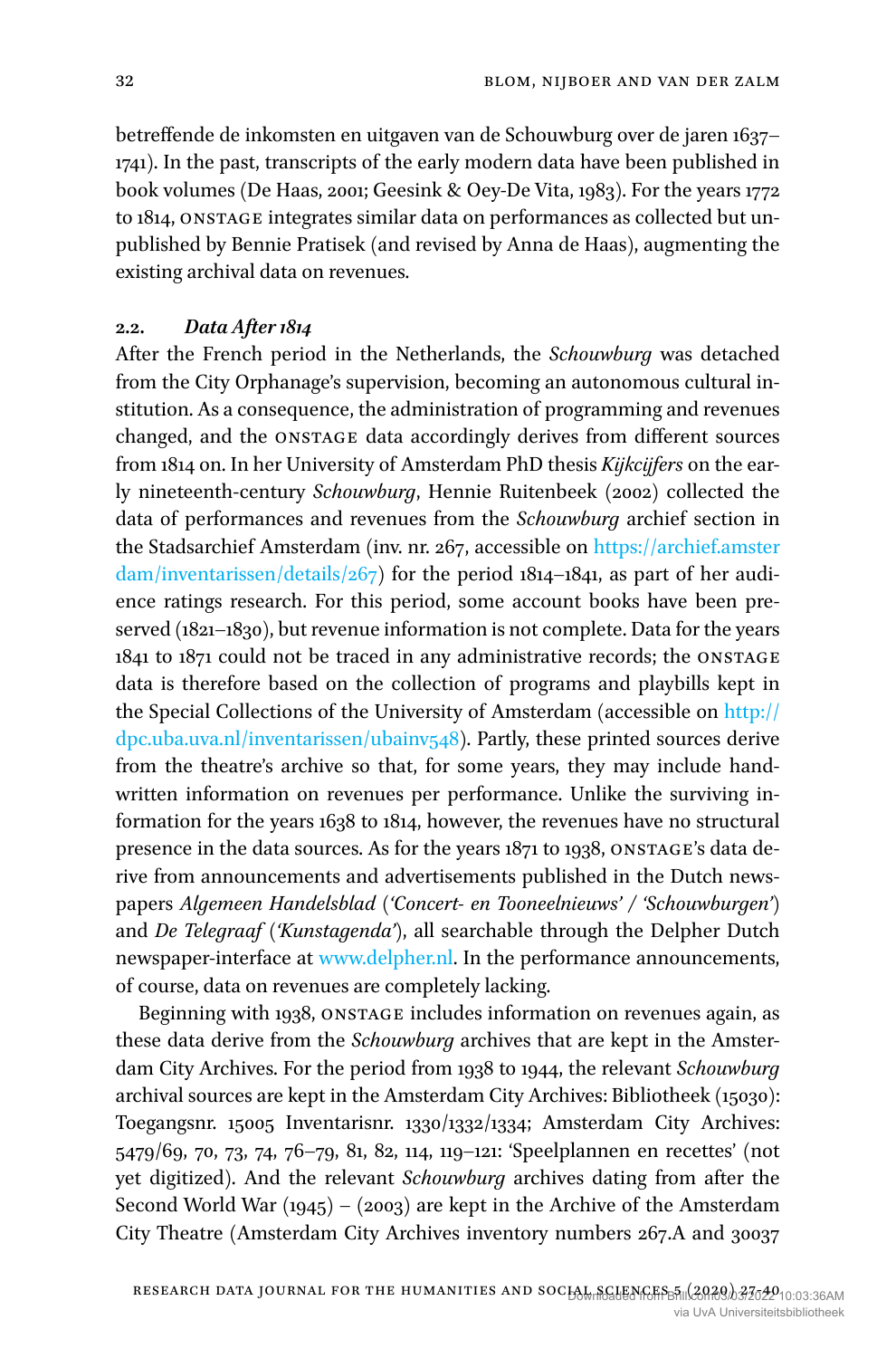betreffende de inkomsten en uitgaven van de Schouwburg over de jaren 1637–1741). In the past, transcripts of the early modern data have been published in book volumes (De Haas, 2001; Geesink & Oey-De Vita, 1983). For the years 1772 to 1814, ONSTAGE integrates similar data on performances as collected but unpublished by Bennie Pratisek (and revised by Anna de Haas), augmenting the existing archival data on revenues.

### 2.2. *Data After 1814*

After the French period in the Netherlands, the *Schouwburg* was detached from the City Orphanage's supervision, becoming an autonomous cultural institution. As a consequence, the administration of programming and revenues changed, and the ONSTAGE data accordingly derives from different sources from 1814 on. In her University of Amsterdam PhD thesis *Kijkcijfers* on the early nineteenth-century *Schouwburg*, Hennie Ruitenbeek (2002) collected the data of performances and revenues from the *Schouwburg* archief section in the Stadsarchief Amsterdam (inv. nr. 267, accessible on https://archief.amsterdam/inventarissen/details/267) for the period 1814–1841, as part of her audience ratings research. For this period, some account books have been preserved (1821–1830), but revenue information is not complete. Data for the years 1841 to 1871 could not be traced in any administrative records; the ONSTAGE data is therefore based on the collection of programs and playbills kept in the Special Collections of the University of Amsterdam (accessible on http://dpc.uba.uva.nl/inventarissen/ubainv548). Partly, these printed sources derive from the theatre's archive so that, for some years, they may include handwritten information on revenues per performance. Unlike the surviving information for the years 1638 to 1814, however, the revenues have no structural presence in the data sources. As for the years 1871 to 1938, ONSTAGE's data derive from announcements and advertisements published in the Dutch newspapers *Algemeen Handelsblad* (*'Concert- en Tooneelnieuws' / 'Schouwburgen'*) and *De Telegraaf* (*'Kunstagenda'*), all searchable through the Delpher Dutch newspaper-interface at www.delpher.nl. In the performance announcements, of course, data on revenues are completely lacking.

Beginning with 1938, ONSTAGE includes information on revenues again, as these data derive from the *Schouwburg* archives that are kept in the Amsterdam City Archives. For the period from 1938 to 1944, the relevant *Schouwburg* archival sources are kept in the Amsterdam City Archives: Bibliotheek (15030): Toegangsnr. 15005 Inventarisnr. 1330/1332/1334; Amsterdam City Archives: 5479/69, 70, 73, 74, 76–79, 81, 82, 114, 119–121: 'Speelplannen en recettes' (not yet digitized). And the relevant *Schouwburg* archives dating from after the Second World War (1945) – (2003) are kept in the Archive of the Amsterdam City Theatre (Amsterdam City Archives inventory numbers 267.A and 30037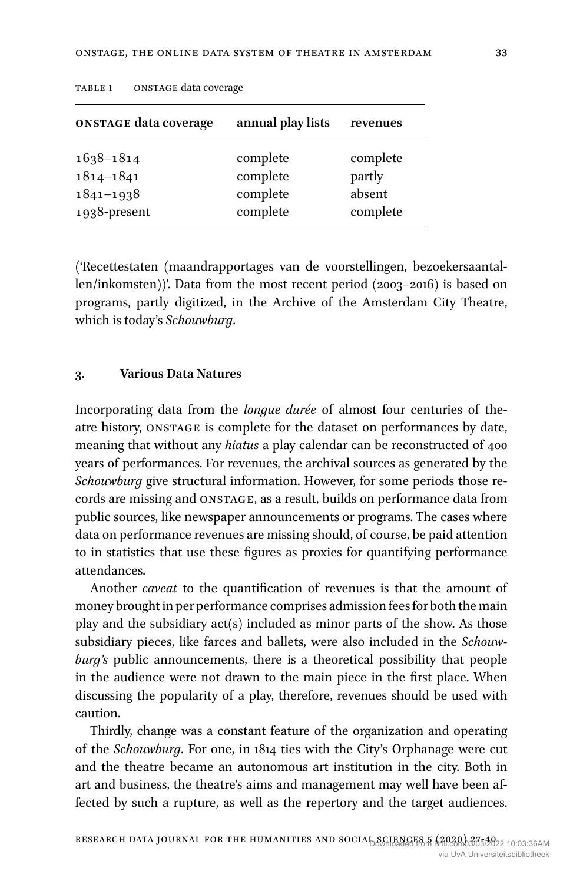TABLE 1 ONSTAGE data coverage

| **ONSTAGE data coverage** | **annual play lists** | **revenues** |
|---|---|---|
| 1638–1814 | complete | complete |
| 1814–1841 | complete | partly |
| 1841–1938 | complete | absent |
| 1938-present | complete | complete |

('Recettestaten (maandrapportages van de voorstellingen, bezoekersaantallen/inkomsten))'. Data from the most recent period (2003–2016) is based on programs, partly digitized, in the Archive of the Amsterdam City Theatre, which is today's *Schouwburg*.

## 3. Various Data Natures

Incorporating data from the *longue durée* of almost four centuries of theatre history, ONSTAGE is complete for the dataset on performances by date, meaning that without any *hiatus* a play calendar can be reconstructed of 400 years of performances. For revenues, the archival sources as generated by the *Schouwburg* give structural information. However, for some periods those records are missing and ONSTAGE, as a result, builds on performance data from public sources, like newspaper announcements or programs. The cases where data on performance revenues are missing should, of course, be paid attention to in statistics that use these figures as proxies for quantifying performance attendances.

Another *caveat* to the quantification of revenues is that the amount of money brought in per performance comprises admission fees for both the main play and the subsidiary act(s) included as minor parts of the show. As those subsidiary pieces, like farces and ballets, were also included in the *Schouwburg's* public announcements, there is a theoretical possibility that people in the audience were not drawn to the main piece in the first place. When discussing the popularity of a play, therefore, revenues should be used with caution.

Thirdly, change was a constant feature of the organization and operating of the *Schouwburg*. For one, in 1814 ties with the City's Orphanage were cut and the theatre became an autonomous art institution in the city. Both in art and business, the theatre's aims and management may well have been affected by such a rupture, as well as the repertory and the target audiences.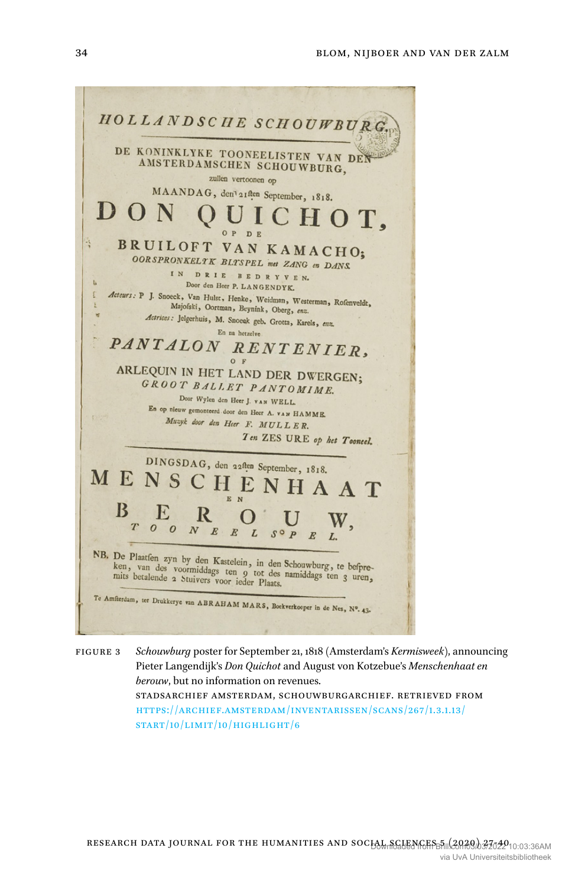FIGURE 3 *Schouwburg* poster for September 21, 1818 (Amsterdam's *Kermisweek*), announcing Pieter Langendijk's *Don Quichot* and August von Kotzebue's *Menschenhaat en berouw*, but no information on revenues.
STADSARCHIEF AMSTERDAM, SCHOUWBURGARCHIEF. RETRIEVED FROM HTTPS://ARCHIEF.AMSTERDAM/INVENTARISSEN/SCANS/267/1.3.1.13/START/10/LIMIT/10/HIGHLIGHT/6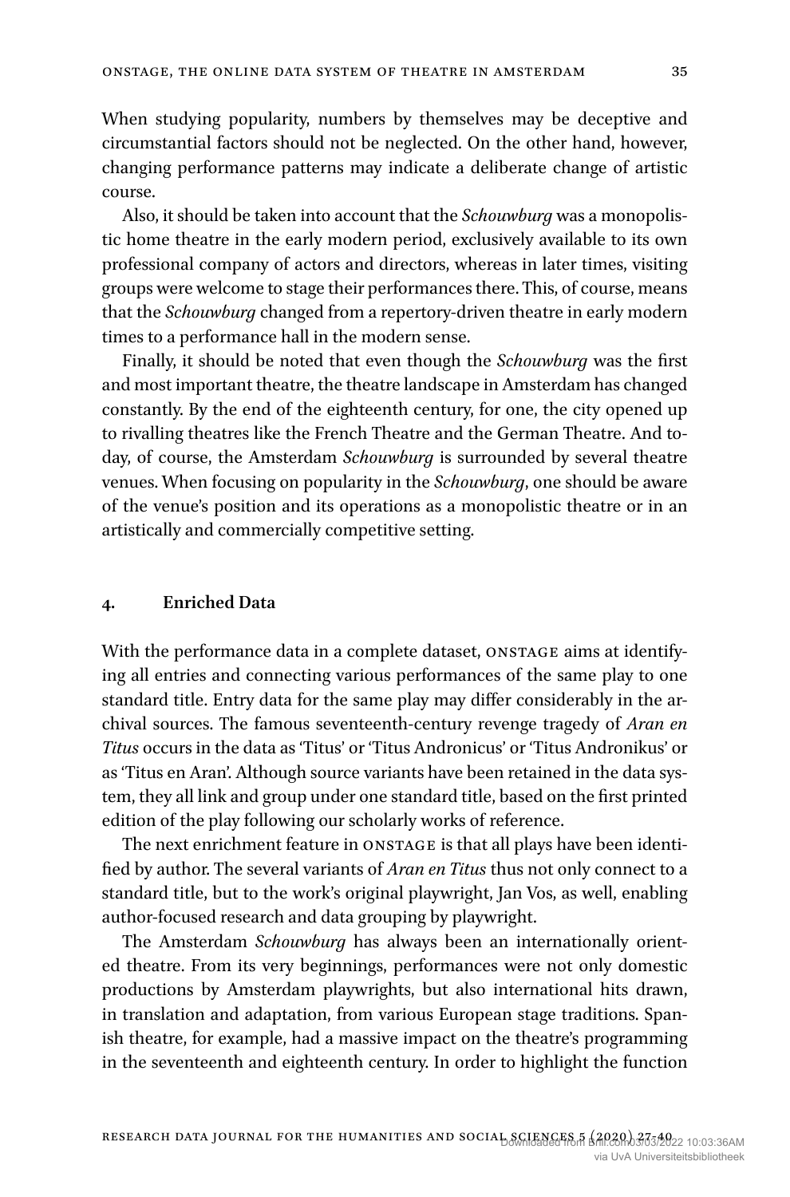When studying popularity, numbers by themselves may be deceptive and circumstantial factors should not be neglected. On the other hand, however, changing performance patterns may indicate a deliberate change of artistic course.

Also, it should be taken into account that the *Schouwburg* was a monopolistic home theatre in the early modern period, exclusively available to its own professional company of actors and directors, whereas in later times, visiting groups were welcome to stage their performances there. This, of course, means that the *Schouwburg* changed from a repertory-driven theatre in early modern times to a performance hall in the modern sense.

Finally, it should be noted that even though the *Schouwburg* was the first and most important theatre, the theatre landscape in Amsterdam has changed constantly. By the end of the eighteenth century, for one, the city opened up to rivalling theatres like the French Theatre and the German Theatre. And today, of course, the Amsterdam *Schouwburg* is surrounded by several theatre venues. When focusing on popularity in the *Schouwburg*, one should be aware of the venue's position and its operations as a monopolistic theatre or in an artistically and commercially competitive setting.

## 4. Enriched Data

With the performance data in a complete dataset, ONSTAGE aims at identifying all entries and connecting various performances of the same play to one standard title. Entry data for the same play may differ considerably in the archival sources. The famous seventeenth-century revenge tragedy of *Aran en Titus* occurs in the data as 'Titus' or 'Titus Andronicus' or 'Titus Andronikus' or as 'Titus en Aran'. Although source variants have been retained in the data system, they all link and group under one standard title, based on the first printed edition of the play following our scholarly works of reference.

The next enrichment feature in ONSTAGE is that all plays have been identified by author. The several variants of *Aran en Titus* thus not only connect to a standard title, but to the work's original playwright, Jan Vos, as well, enabling author-focused research and data grouping by playwright.

The Amsterdam *Schouwburg* has always been an internationally oriented theatre. From its very beginnings, performances were not only domestic productions by Amsterdam playwrights, but also international hits drawn, in translation and adaptation, from various European stage traditions. Spanish theatre, for example, had a massive impact on the theatre's programming in the seventeenth and eighteenth century. In order to highlight the function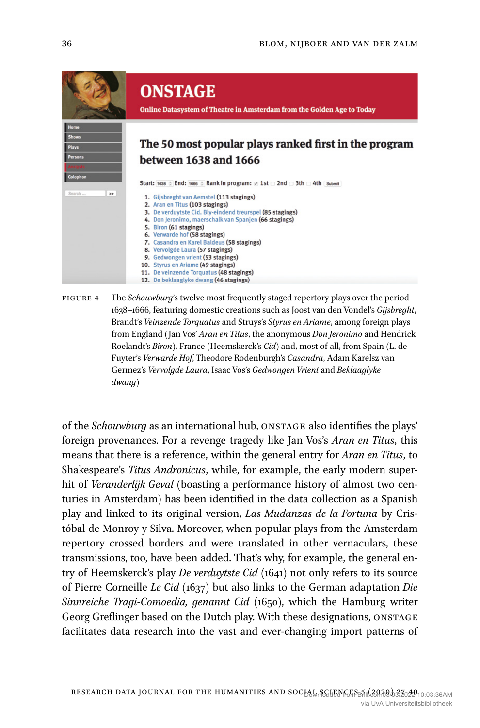FIGURE 4 The *Schouwburg*'s twelve most frequently staged repertory plays over the period 1638–1666, featuring domestic creations such as Joost van den Vondel's *Gijsbreght*, Brandt's *Veinzende Torquatus* and Struys's *Styrus en Ariame*, among foreign plays from England (Jan Vos' *Aran en Titus*, the anonymous *Don Jeronimo* and Hendrick Roelandt's *Biron*), France (Heemskerck's *Cid*) and, most of all, from Spain (L. de Fuyter's *Verwarde Hof*, Theodore Rodenburgh's *Casandra*, Adam Karelsz van Germez's *Vervolgde Laura*, Isaac Vos's *Gedwongen Vrient* and *Beklaaglyke dwang*)

of the *Schouwburg* as an international hub, ONSTAGE also identifies the plays' foreign provenances. For a revenge tragedy like Jan Vos's *Aran en Titus*, this means that there is a reference, within the general entry for *Aran en Titus*, to Shakespeare's *Titus Andronicus*, while, for example, the early modern super-hit of *Veranderlijk Geval* (boasting a performance history of almost two centuries in Amsterdam) has been identified in the data collection as a Spanish play and linked to its original version, *Las Mudanzas de la Fortuna* by Cristóbal de Monroy y Silva. Moreover, when popular plays from the Amsterdam repertory crossed borders and were translated in other vernaculars, these transmissions, too, have been added. That's why, for example, the general entry of Heemskerck's play *De verduytste Cid* (1641) not only refers to its source of Pierre Corneille *Le Cid* (1637) but also links to the German adaptation *Die Sinnreiche Tragi-Comoedia, genannt Cid* (1650), which the Hamburg writer Georg Greflinger based on the Dutch play. With these designations, ONSTAGE facilitates data research into the vast and ever-changing import patterns of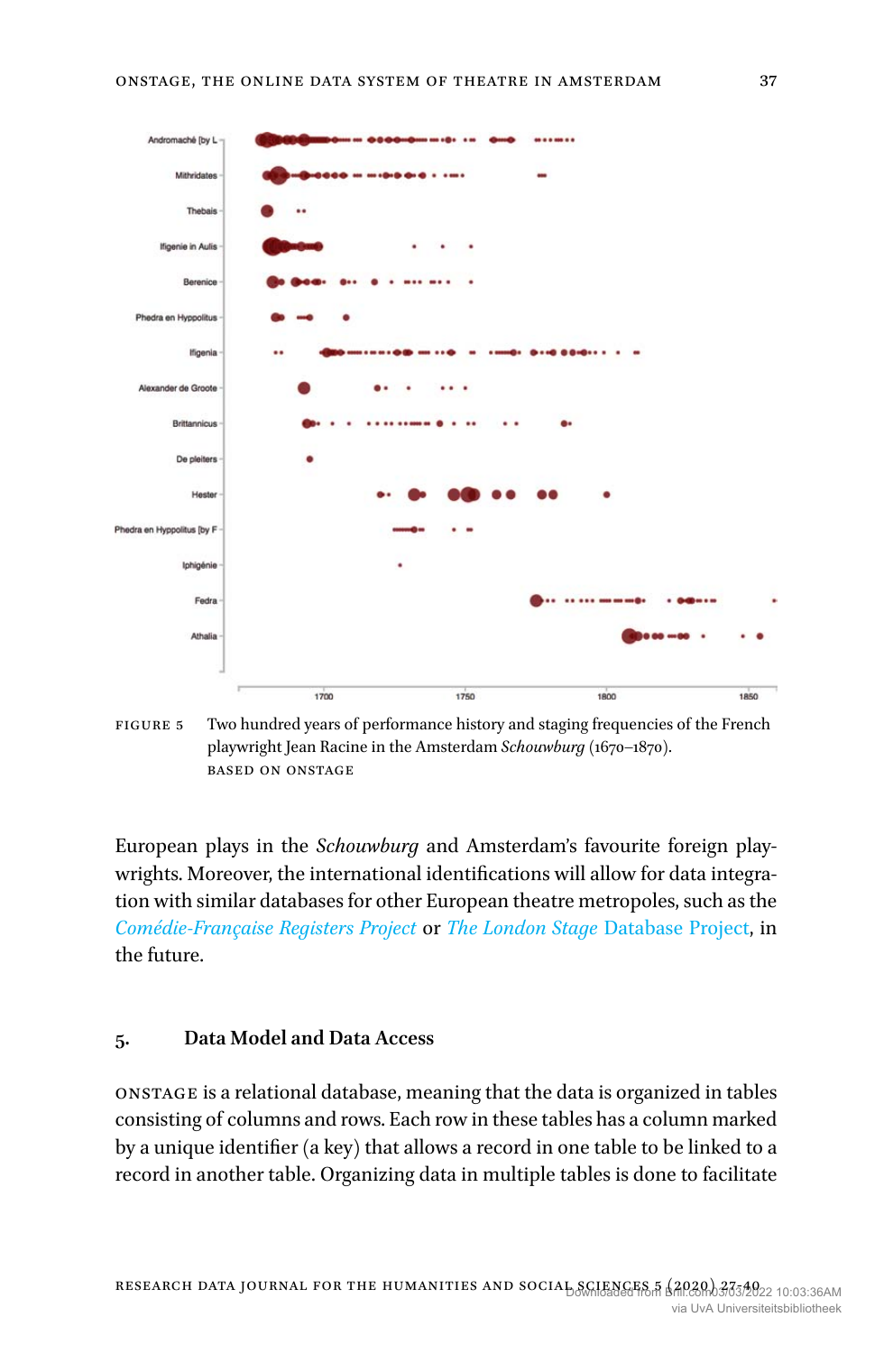FIGURE 5 Two hundred years of performance history and staging frequencies of the French playwright Jean Racine in the Amsterdam *Schouwburg* (1670–1870).
BASED ON ONSTAGE

European plays in the *Schouwburg* and Amsterdam's favourite foreign playwrights. Moreover, the international identifications will allow for data integration with similar databases for other European theatre metropoles, such as the *Comédie-Française Registers Project* or *The London Stage* Database Project, in the future.

## 5. Data Model and Data Access

ONSTAGE is a relational database, meaning that the data is organized in tables consisting of columns and rows. Each row in these tables has a column marked by a unique identifier (a key) that allows a record in one table to be linked to a record in another table. Organizing data in multiple tables is done to facilitate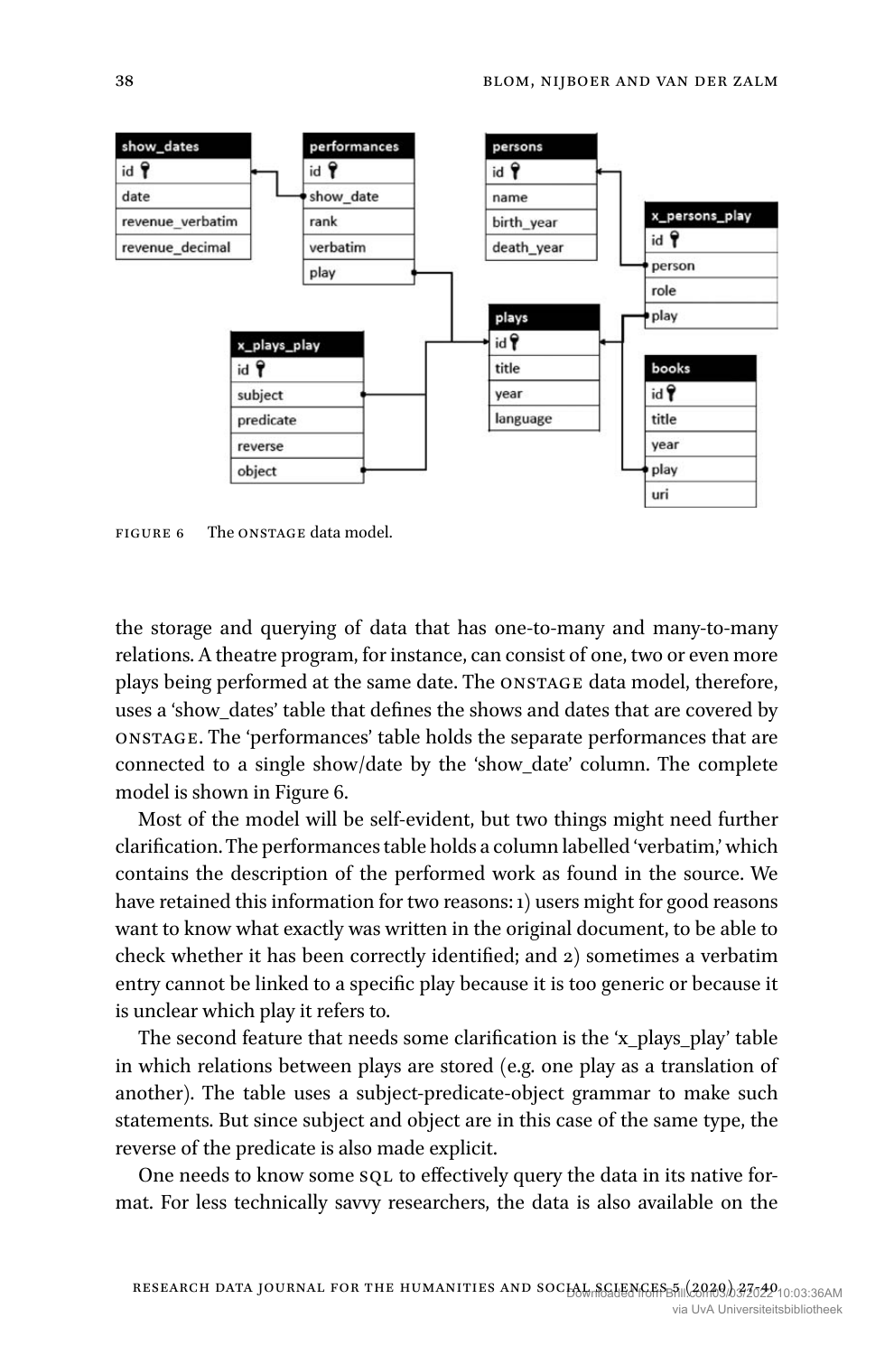FIGURE 6 The ONSTAGE data model.

the storage and querying of data that has one-to-many and many-to-many relations. A theatre program, for instance, can consist of one, two or even more plays being performed at the same date. The ONSTAGE data model, therefore, uses a 'show_dates' table that defines the shows and dates that are covered by ONSTAGE. The 'performances' table holds the separate performances that are connected to a single show/date by the 'show_date' column. The complete model is shown in Figure 6.

Most of the model will be self-evident, but two things might need further clarification. The performances table holds a column labelled 'verbatim,' which contains the description of the performed work as found in the source. We have retained this information for two reasons: 1) users might for good reasons want to know what exactly was written in the original document, to be able to check whether it has been correctly identified; and 2) sometimes a verbatim entry cannot be linked to a specific play because it is too generic or because it is unclear which play it refers to.

The second feature that needs some clarification is the 'x_plays_play' table in which relations between plays are stored (e.g. one play as a translation of another). The table uses a subject-predicate-object grammar to make such statements. But since subject and object are in this case of the same type, the reverse of the predicate is also made explicit.

One needs to know some SQL to effectively query the data in its native format. For less technically savvy researchers, the data is also available on the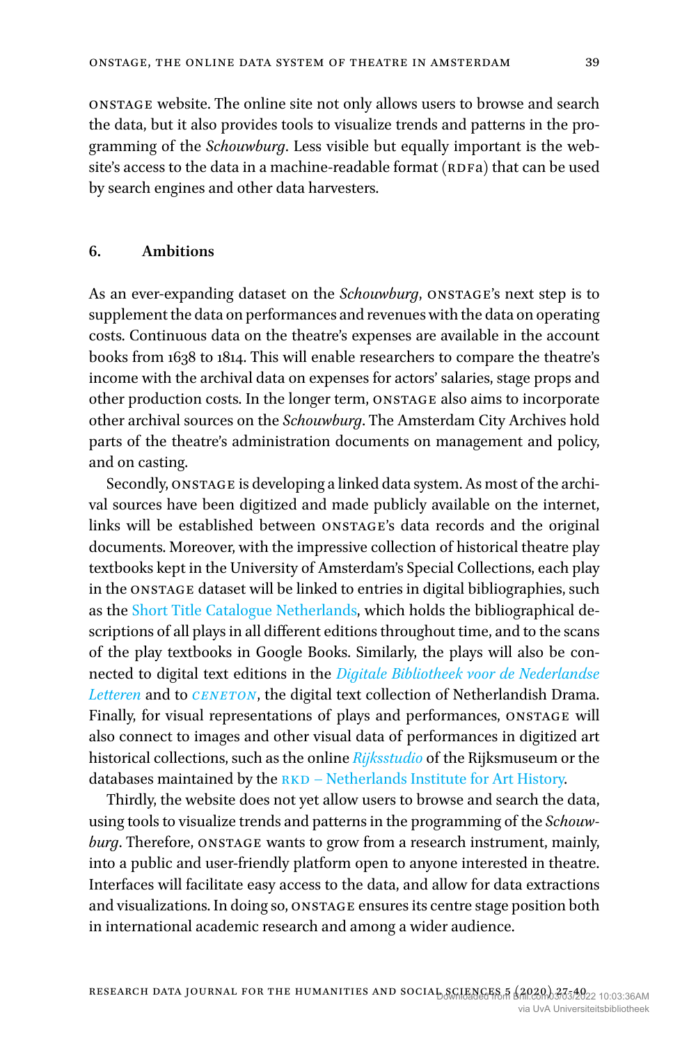ONSTAGE website. The online site not only allows users to browse and search the data, but it also provides tools to visualize trends and patterns in the programming of the *Schouwburg*. Less visible but equally important is the website's access to the data in a machine-readable format (RDFa) that can be used by search engines and other data harvesters.

## 6. Ambitions

As an ever-expanding dataset on the *Schouwburg*, ONSTAGE's next step is to supplement the data on performances and revenues with the data on operating costs. Continuous data on the theatre's expenses are available in the account books from 1638 to 1814. This will enable researchers to compare the theatre's income with the archival data on expenses for actors' salaries, stage props and other production costs. In the longer term, ONSTAGE also aims to incorporate other archival sources on the *Schouwburg*. The Amsterdam City Archives hold parts of the theatre's administration documents on management and policy, and on casting.

Secondly, ONSTAGE is developing a linked data system. As most of the archival sources have been digitized and made publicly available on the internet, links will be established between ONSTAGE's data records and the original documents. Moreover, with the impressive collection of historical theatre play textbooks kept in the University of Amsterdam's Special Collections, each play in the ONSTAGE dataset will be linked to entries in digital bibliographies, such as the Short Title Catalogue Netherlands, which holds the bibliographical descriptions of all plays in all different editions throughout time, and to the scans of the play textbooks in Google Books. Similarly, the plays will also be connected to digital text editions in the *Digitale Bibliotheek voor de Nederlandse Letteren* and to *CENETON*, the digital text collection of Netherlandish Drama. Finally, for visual representations of plays and performances, ONSTAGE will also connect to images and other visual data of performances in digitized art historical collections, such as the online *Rijksstudio* of the Rijksmuseum or the databases maintained by the RKD – Netherlands Institute for Art History.

Thirdly, the website does not yet allow users to browse and search the data, using tools to visualize trends and patterns in the programming of the *Schouwburg*. Therefore, ONSTAGE wants to grow from a research instrument, mainly, into a public and user-friendly platform open to anyone interested in theatre. Interfaces will facilitate easy access to the data, and allow for data extractions and visualizations. In doing so, ONSTAGE ensures its centre stage position both in international academic research and among a wider audience.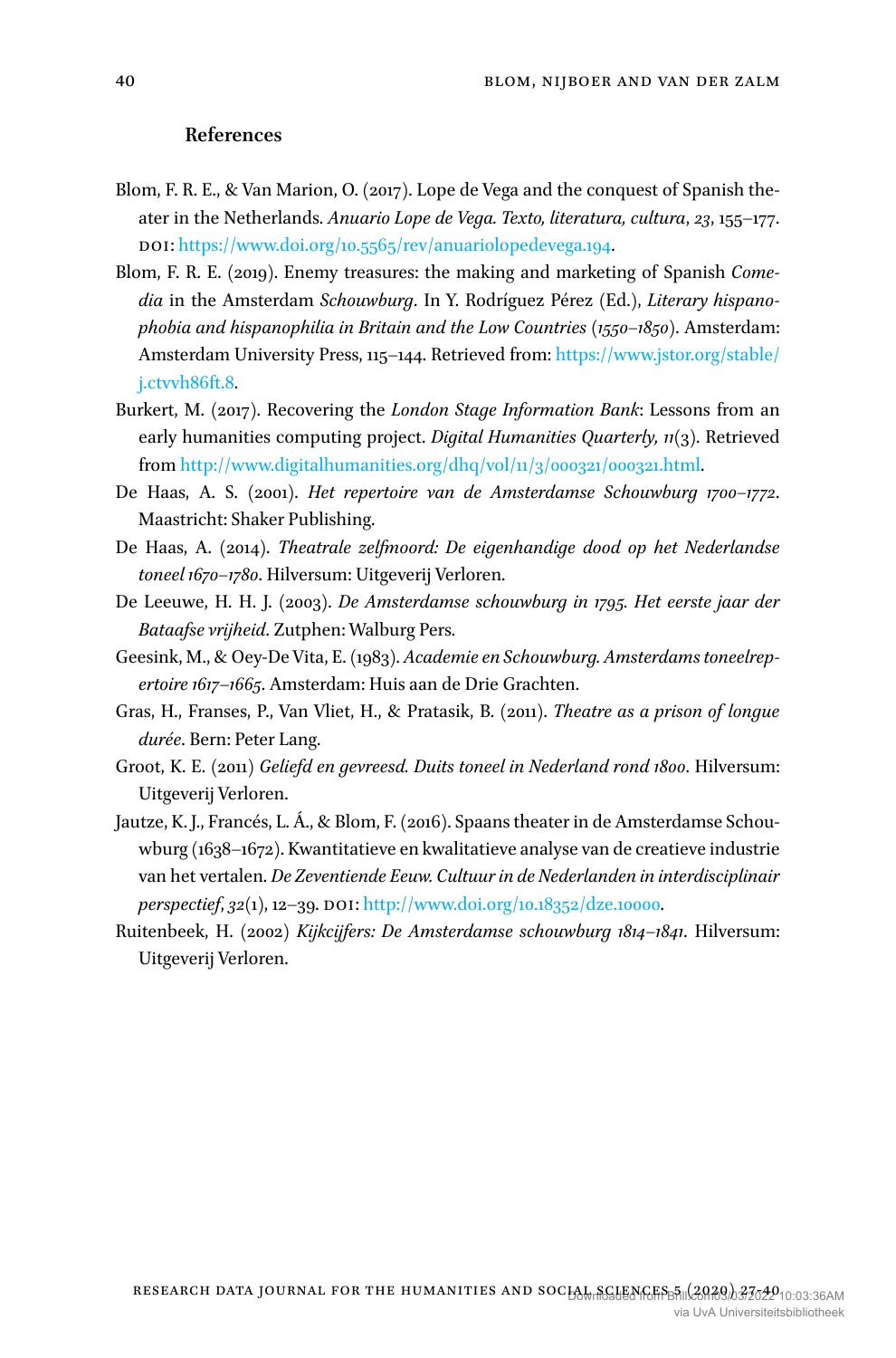## References

Blom, F. R. E., & Van Marion, O. (2017). Lope de Vega and the conquest of Spanish theater in the Netherlands. *Anuario Lope de Vega. Texto, literatura, cultura*, *23*, 155–177. DOI: https://www.doi.org/10.5565/rev/anuariolopedevega.194.

Blom, F. R. E. (2019). Enemy treasures: the making and marketing of Spanish *Comedia* in the Amsterdam *Schouwburg*. In Y. Rodríguez Pérez (Ed.), *Literary hispanophobia and hispanophilia in Britain and the Low Countries (1550–1850)*. Amsterdam: Amsterdam University Press, 115–144. Retrieved from: https://www.jstor.org/stable/j.ctvvh86ft.8.

Burkert, M. (2017). Recovering the *London Stage Information Bank*: Lessons from an early humanities computing project. *Digital Humanities Quarterly, 11*(3). Retrieved from http://www.digitalhumanities.org/dhq/vol/11/3/000321/000321.html.

De Haas, A. S. (2001). *Het repertoire van de Amsterdamse Schouwburg 1700–1772*. Maastricht: Shaker Publishing.

De Haas, A. (2014). *Theatrale zelfmoord: De eigenhandige dood op het Nederlandse toneel 1670–1780*. Hilversum: Uitgeverij Verloren.

De Leeuwe, H. H. J. (2003). *De Amsterdamse schouwburg in 1795. Het eerste jaar der Bataafse vrijheid*. Zutphen: Walburg Pers.

Geesink, M., & Oey-De Vita, E. (1983). *Academie en Schouwburg. Amsterdams toneelrepertoire 1617–1665*. Amsterdam: Huis aan de Drie Grachten.

Gras, H., Franses, P., Van Vliet, H., & Pratasik, B. (2011). *Theatre as a prison of longue durée*. Bern: Peter Lang.

Groot, K. E. (2011) *Geliefd en gevreesd. Duits toneel in Nederland rond 1800*. Hilversum: Uitgeverij Verloren.

Jautze, K. J., Francés, L. Á., & Blom, F. (2016). Spaans theater in de Amsterdamse Schouwburg (1638–1672). Kwantitatieve en kwalitatieve analyse van de creatieve industrie van het vertalen. *De Zeventiende Eeuw. Cultuur in de Nederlanden in interdisciplinair perspectief*, *32*(1), 12–39. DOI: http://www.doi.org/10.18352/dze.10000.

Ruitenbeek, H. (2002) *Kijkcijfers: De Amsterdamse schouwburg 1814–1841*. Hilversum: Uitgeverij Verloren.